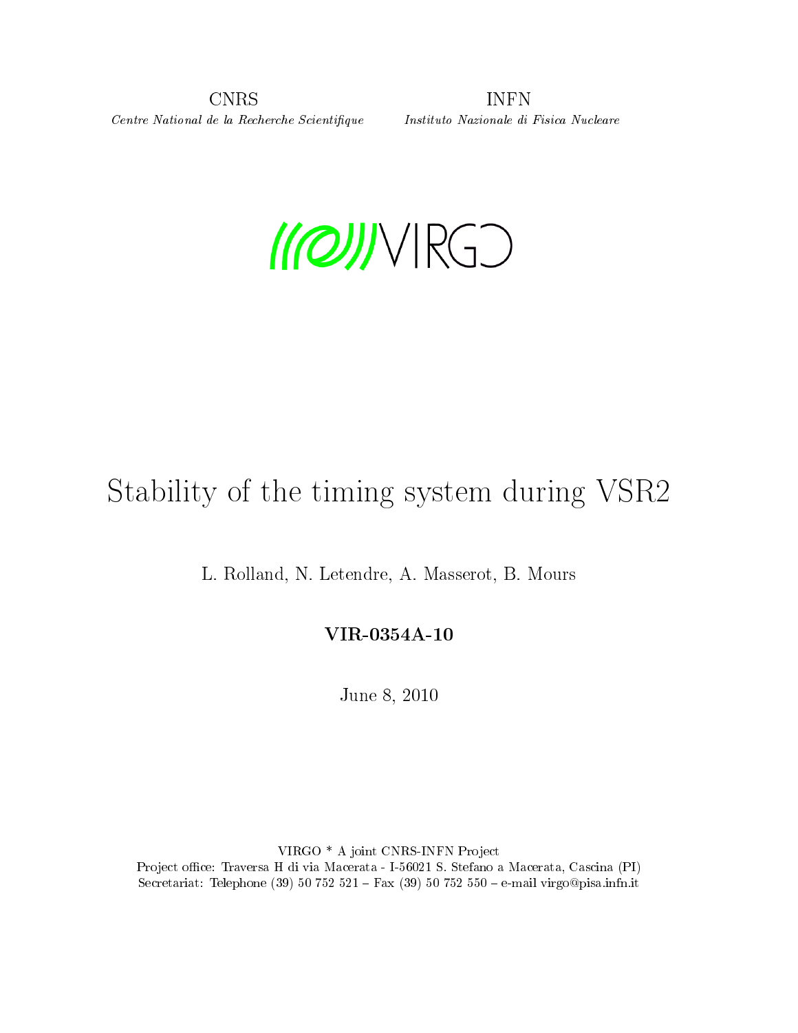CNRS
*Centre National de la Recherche Scientifique*

INFN
*Instituto Nazionale di Fisica Nucleare*

VIRGO

# Stability of the timing system during VSR2

L. Rolland, N. Letendre, A. Masserot, B. Mours

**VIR-0354A-10**

June 8, 2010

VIRGO * A joint CNRS-INFN Project
Project office: Traversa H di via Macerata - I-56021 S. Stefano a Macerata, Cascina (PI)
Secretariat: Telephone (39) 50 752 521 – Fax (39) 50 752 550 – e-mail virgo@pisa.infn.it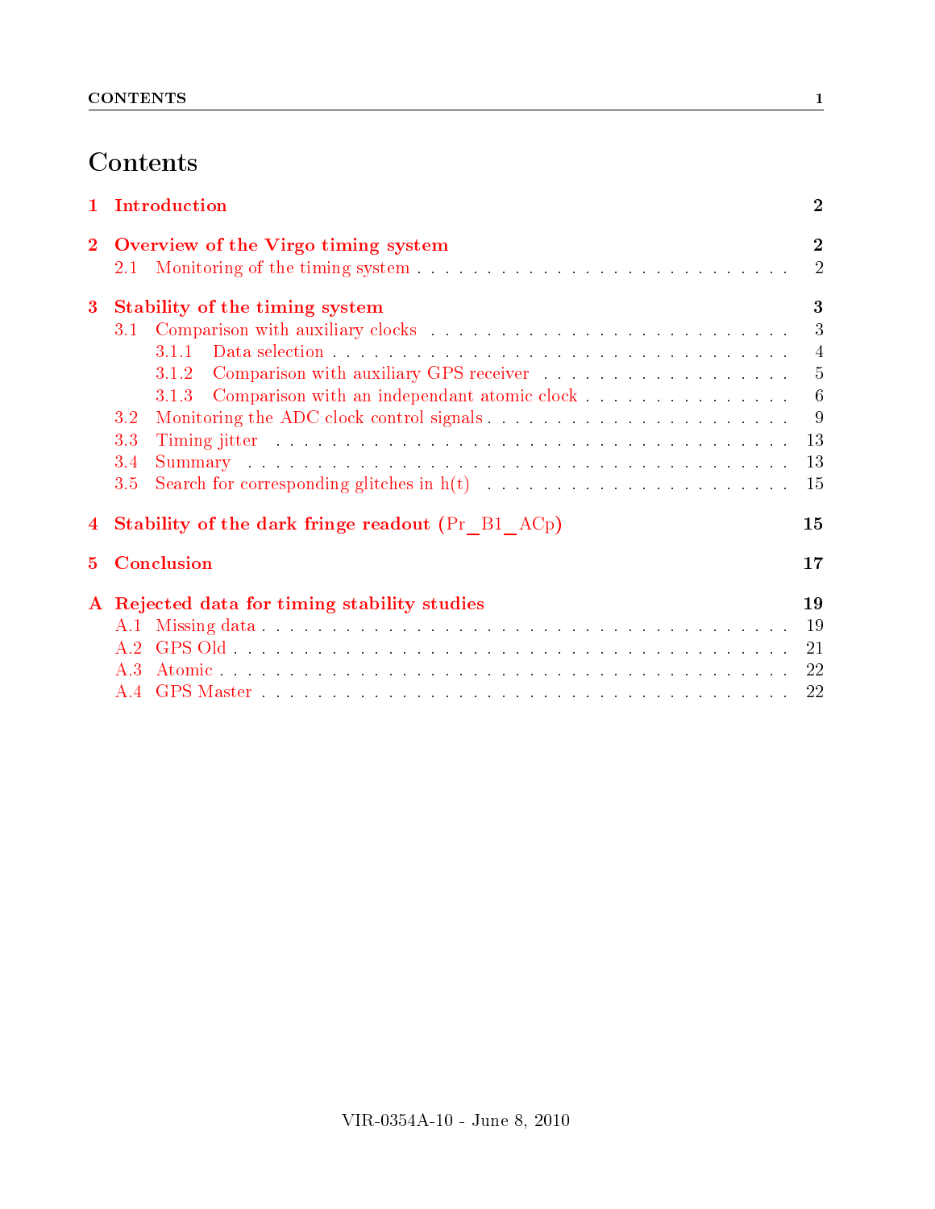# Contents

**1 Introduction** 2

**2 Overview of the Virgo timing system** 2

- 2.1 Monitoring of the timing system . . . 2

**3 Stability of the timing system** 3

- 3.1 Comparison with auxiliary clocks . . . 3
  - 3.1.1 Data selection . . . 4
  - 3.1.2 Comparison with auxiliary GPS receiver . . . 5
  - 3.1.3 Comparison with an independant atomic clock . . . 6
- 3.2 Monitoring the ADC clock control signals . . . 9
- 3.3 Timing jitter . . . 13
- 3.4 Summary . . . 13
- 3.5 Search for corresponding glitches in h(t) . . . 15

**4 Stability of the dark fringe readout (Pr_B1_ACp)** 15

**5 Conclusion** 17

**A Rejected data for timing stability studies** 19

- A.1 Missing data . . . 19
- A.2 GPS Old . . . 21
- A.3 Atomic . . . 22
- A.4 GPS Master . . . 22

VIR-0354A-10 - June 8, 2010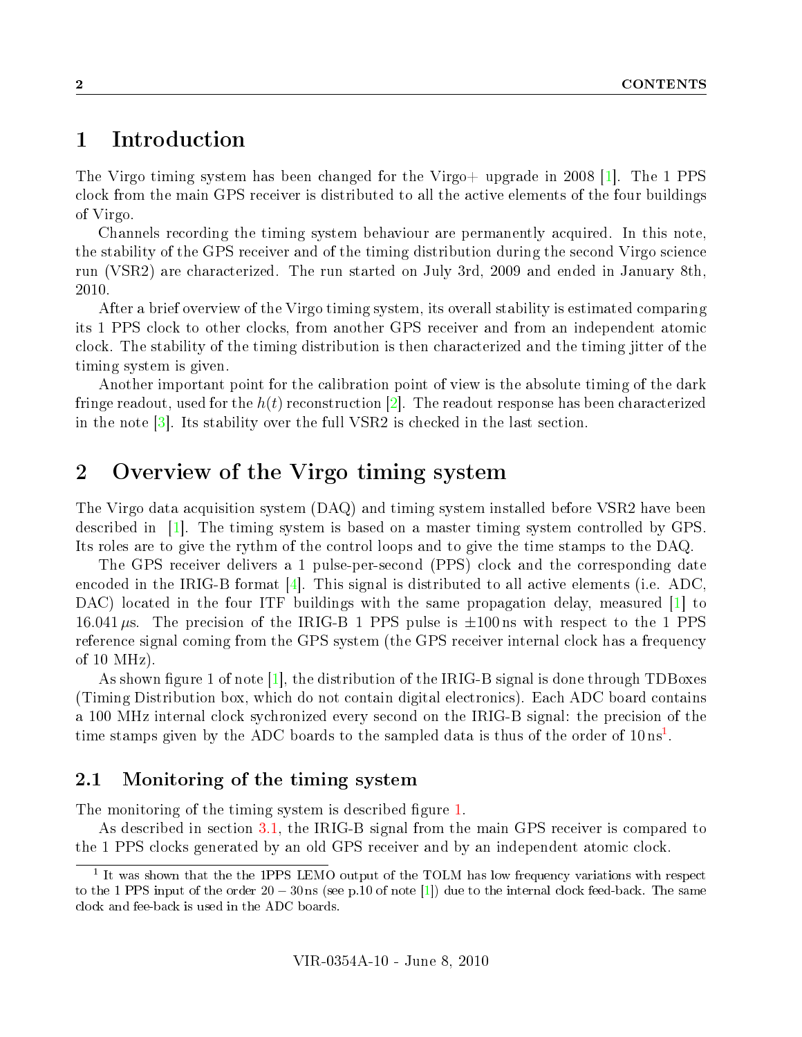# 1 Introduction

The Virgo timing system has been changed for the Virgo+ upgrade in 2008 [1]. The 1 PPS clock from the main GPS receiver is distributed to all the active elements of the four buildings of Virgo.

Channels recording the timing system behaviour are permanently acquired. In this note, the stability of the GPS receiver and of the timing distribution during the second Virgo science run (VSR2) are characterized. The run started on July 3rd, 2009 and ended in January 8th, 2010.

After a brief overview of the Virgo timing system, its overall stability is estimated comparing its 1 PPS clock to other clocks, from another GPS receiver and from an independent atomic clock. The stability of the timing distribution is then characterized and the timing jitter of the timing system is given.

Another important point for the calibration point of view is the absolute timing of the dark fringe readout, used for the $h(t)$ reconstruction [2]. The readout response has been characterized in the note [3]. Its stability over the full VSR2 is checked in the last section.

# 2 Overview of the Virgo timing system

The Virgo data acquisition system (DAQ) and timing system installed before VSR2 have been described in [1]. The timing system is based on a master timing system controlled by GPS. Its roles are to give the rythm of the control loops and to give the time stamps to the DAQ.

The GPS receiver delivers a 1 pulse-per-second (PPS) clock and the corresponding date encoded in the IRIG-B format [4]. This signal is distributed to all active elements (i.e. ADC, DAC) located in the four ITF buildings with the same propagation delay, measured [1] to 16.041 $\mu$s. The precision of the IRIG-B 1 PPS pulse is $\pm$100 ns with respect to the 1 PPS reference signal coming from the GPS system (the GPS receiver internal clock has a frequency of 10 MHz).

As shown figure 1 of note [1], the distribution of the IRIG-B signal is done through TDBoxes (Timing Distribution box, which do not contain digital electronics). Each ADC board contains a 100 MHz internal clock sychronized every second on the IRIG-B signal: the precision of the time stamps given by the ADC boards to the sampled data is thus of the order of 10 ns[1].

## 2.1 Monitoring of the timing system

The monitoring of the timing system is described figure 1.

As described in section 3.1, the IRIG-B signal from the main GPS receiver is compared to the 1 PPS clocks generated by an old GPS receiver and by an independent atomic clock.

---

[1] It was shown that the the 1PPS LEMO output of the TOLM has low frequency variations with respect to the 1 PPS input of the order $20-30$ ns (see p.10 of note [1]) due to the internal clock feed-back. The same clock and fee-back is used in the ADC boards.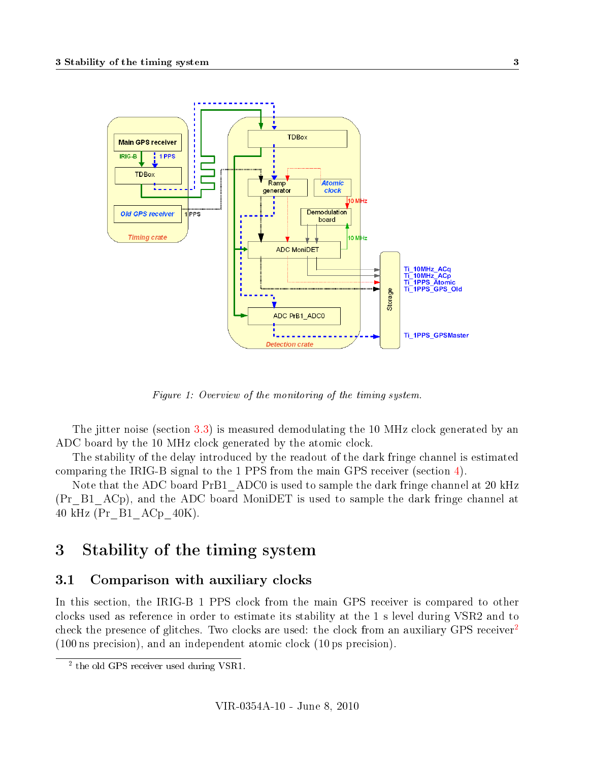*Figure 1: Overview of the monitoring of the timing system.*

The jitter noise (section 3.3) is measured demodulating the 10 MHz clock generated by an ADC board by the 10 MHz clock generated by the atomic clock.

The stability of the delay introduced by the readout of the dark fringe channel is estimated comparing the IRIG-B signal to the 1 PPS from the main GPS receiver (section 4).

Note that the ADC board PrB1_ADC0 is used to sample the dark fringe channel at 20 kHz (Pr_B1_ACp), and the ADC board MoniDET is used to sample the dark fringe channel at 40 kHz (Pr_B1_ACp_40K).

# 3 Stability of the timing system

## 3.1 Comparison with auxiliary clocks

In this section, the IRIG-B 1 PPS clock from the main GPS receiver is compared to other clocks used as reference in order to estimate its stability at the 1 s level during VSR2 and to check the presence of glitches. Two clocks are used: the clock from an auxiliary GPS receiver[2] (100 ns precision), and an independent atomic clock (10 ps precision).

[2] the old GPS receiver used during VSR1.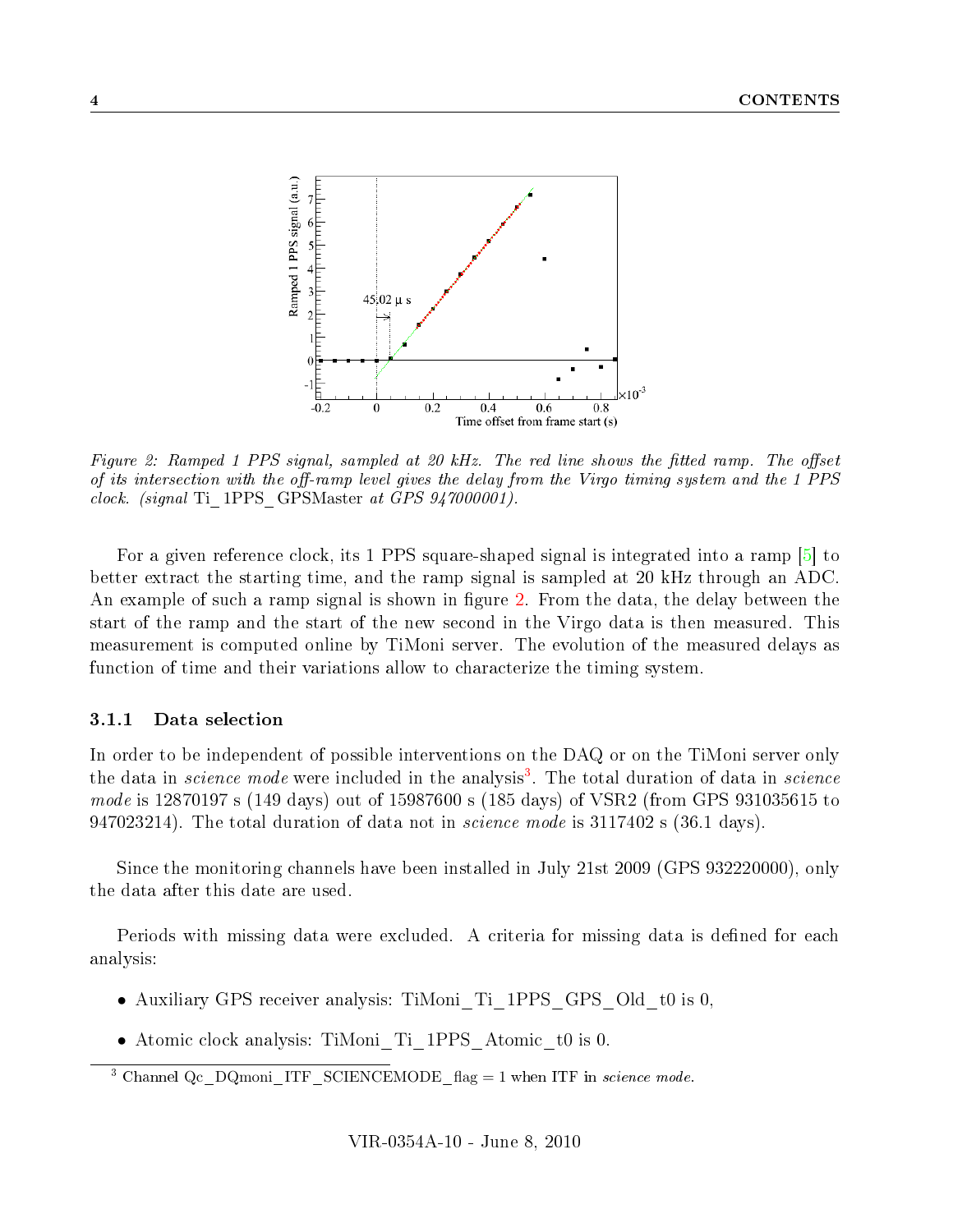*Figure 2: Ramped 1 PPS signal, sampled at 20 kHz. The red line shows the fitted ramp. The offset of its intersection with the off-ramp level gives the delay from the Virgo timing system and the 1 PPS clock. (signal* Ti_1PPS_GPSMaster *at GPS 947000001).*

For a given reference clock, its 1 PPS square-shaped signal is integrated into a ramp [5] to better extract the starting time, and the ramp signal is sampled at 20 kHz through an ADC. An example of such a ramp signal is shown in figure 2. From the data, the delay between the start of the ramp and the start of the new second in the Virgo data is then measured. This measurement is computed online by TiMoni server. The evolution of the measured delays as function of time and their variations allow to characterize the timing system.

### 3.1.1 Data selection

In order to be independent of possible interventions on the DAQ or on the TiMoni server only the data in *science mode* were included in the analysis[3]. The total duration of data in *science mode* is 12870197 s (149 days) out of 15987600 s (185 days) of VSR2 (from GPS 931035615 to 947023214). The total duration of data not in *science mode* is 3117402 s (36.1 days).

Since the monitoring channels have been installed in July 21st 2009 (GPS 932220000), only the data after this date are used.

Periods with missing data were excluded. A criteria for missing data is defined for each analysis:

- Auxiliary GPS receiver analysis: TiMoni_Ti_1PPS_GPS_Old_t0 is 0,
- Atomic clock analysis: TiMoni_Ti_1PPS_Atomic_t0 is 0.

[3] Channel Qc_DQmoni_ITF_SCIENCEMODE_flag = 1 when ITF in *science mode*.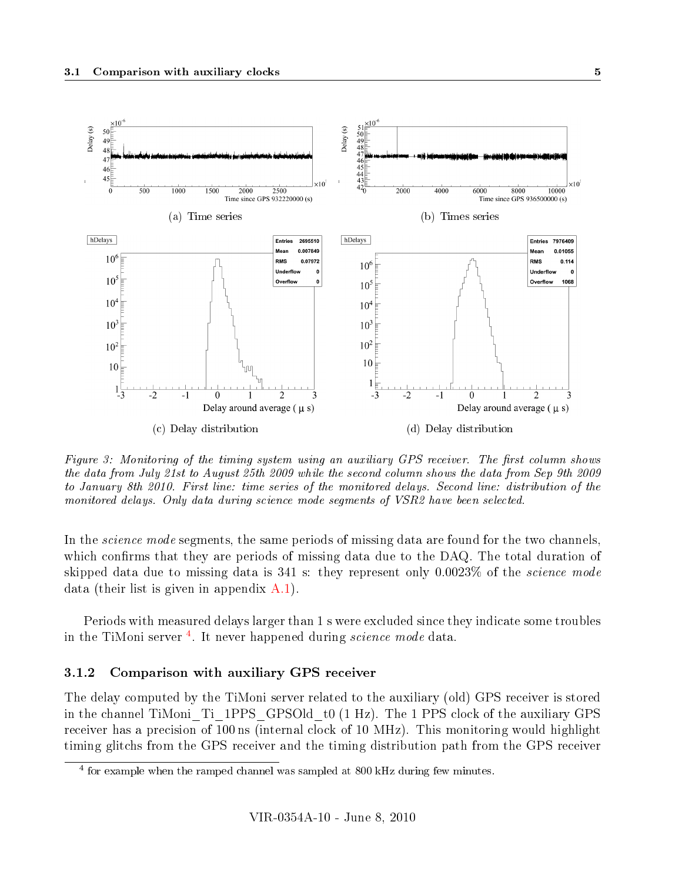(a) Time series

(b) Times series

(c) Delay distribution

(d) Delay distribution

*Figure 3: Monitoring of the timing system using an auxiliary GPS receiver. The first column shows the data from July 21st to August 25th 2009 while the second column shows the data from Sep 9th 2009 to January 8th 2010. First line: time series of the monitored delays. Second line: distribution of the monitored delays. Only data during science mode segments of VSR2 have been selected.*

In the *science mode* segments, the same periods of missing data are found for the two channels, which confirms that they are periods of missing data due to the DAQ. The total duration of skipped data due to missing data is 341 s: they represent only 0.0023% of the *science mode* data (their list is given in appendix A.1).

Periods with measured delays larger than 1 s were excluded since they indicate some troubles in the TiMoni server [4]. It never happened during *science mode* data.

### 3.1.2 Comparison with auxiliary GPS receiver

The delay computed by the TiMoni server related to the auxiliary (old) GPS receiver is stored in the channel TiMoni_Ti_1PPS_GPSOld_t0 (1 Hz). The 1 PPS clock of the auxiliary GPS receiver has a precision of 100 ns (internal clock of 10 MHz). This monitoring would highlight timing glitchs from the GPS receiver and the timing distribution path from the GPS receiver

[4] for example when the ramped channel was sampled at 800 kHz during few minutes.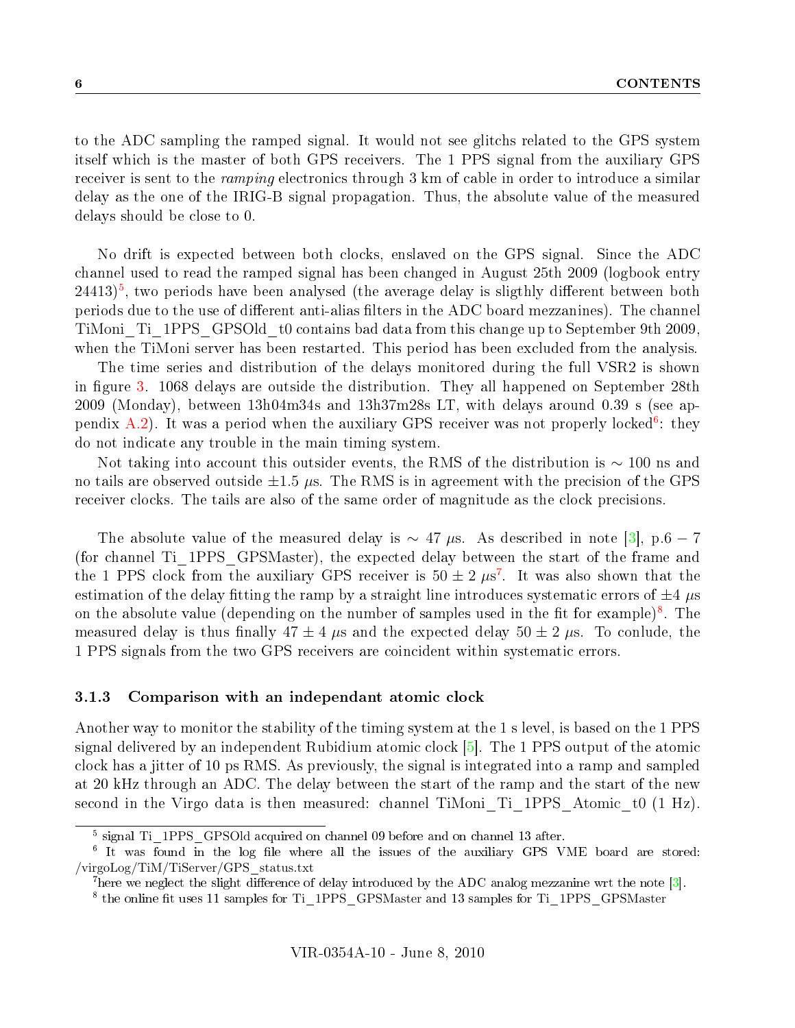to the ADC sampling the ramped signal. It would not see glitchs related to the GPS system itself which is the master of both GPS receivers. The 1 PPS signal from the auxiliary GPS receiver is sent to the *ramping* electronics through 3 km of cable in order to introduce a similar delay as the one of the IRIG-B signal propagation. Thus, the absolute value of the measured delays should be close to 0.

No drift is expected between both clocks, enslaved on the GPS signal. Since the ADC channel used to read the ramped signal has been changed in August 25th 2009 (logbook entry 24413)[5], two periods have been analysed (the average delay is sligthly different between both periods due to the use of different anti-alias filters in the ADC board mezzanines). The channel TiMoni_Ti_1PPS_GPSOld_t0 contains bad data from this change up to September 9th 2009, when the TiMoni server has been restarted. This period has been excluded from the analysis.

The time series and distribution of the delays monitored during the full VSR2 is shown in figure 3. 1068 delays are outside the distribution. They all happened on September 28th 2009 (Monday), between 13h04m34s and 13h37m28s LT, with delays around 0.39 s (see appendix A.2). It was a period when the auxiliary GPS receiver was not properly locked[6]: they do not indicate any trouble in the main timing system.

Not taking into account this outsider events, the RMS of the distribution is $\sim 100$ ns and no tails are observed outside $\pm 1.5$ $\mu$s. The RMS is in agreement with the precision of the GPS receiver clocks. The tails are also of the same order of magnitude as the clock precisions.

The absolute value of the measured delay is $\sim 47$ $\mu$s. As described in note [3], p.6 − 7 (for channel Ti_1PPS_GPSMaster), the expected delay between the start of the frame and the 1 PPS clock from the auxiliary GPS receiver is $50 \pm 2$ $\mu$s[7]. It was also shown that the estimation of the delay fitting the ramp by a straight line introduces systematic errors of $\pm 4$ $\mu$s on the absolute value (depending on the number of samples used in the fit for example)[8]. The measured delay is thus finally $47 \pm 4$ $\mu$s and the expected delay $50 \pm 2$ $\mu$s. To conlude, the 1 PPS signals from the two GPS receivers are coincident within systematic errors.

### 3.1.3 Comparison with an independant atomic clock

Another way to monitor the stability of the timing system at the 1 s level, is based on the 1 PPS signal delivered by an independent Rubidium atomic clock [5]. The 1 PPS output of the atomic clock has a jitter of 10 ps RMS. As previously, the signal is integrated into a ramp and sampled at 20 kHz through an ADC. The delay between the start of the ramp and the start of the new second in the Virgo data is then measured: channel TiMoni_Ti_1PPS_Atomic_t0 (1 Hz).

---

[5] signal Ti_1PPS_GPSOld acquired on channel 09 before and on channel 13 after.

[6] It was found in the log file where all the issues of the auxiliary GPS VME board are stored: /virgoLog/TiM/TiServer/GPS_status.txt

[7] here we neglect the slight difference of delay introduced by the ADC analog mezzanine wrt the note [3].

[8] the online fit uses 11 samples for Ti_1PPS_GPSMaster and 13 samples for Ti_1PPS_GPSMaster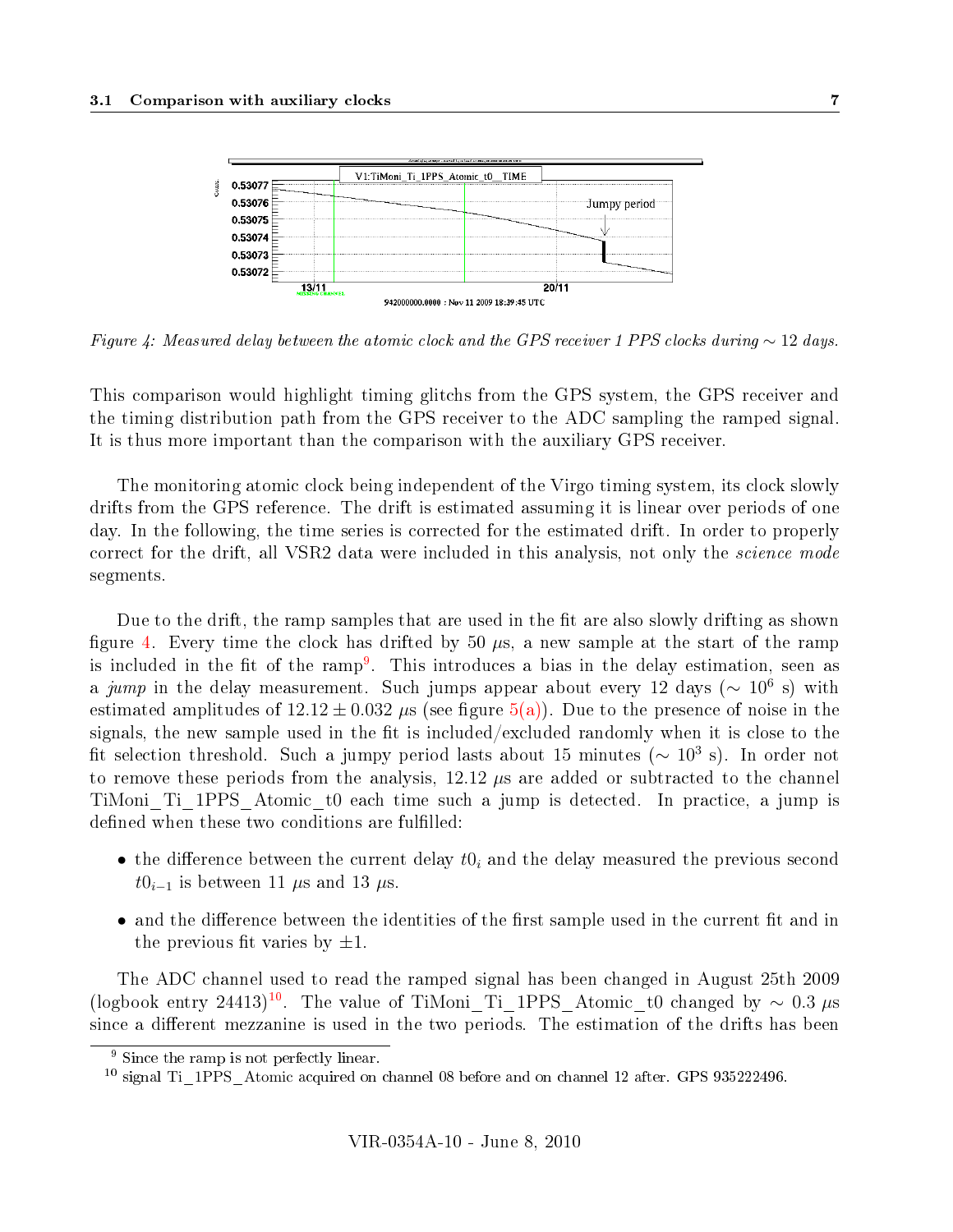Figure 4: Measured delay between the atomic clock and the GPS receiver 1 PPS clocks during $\sim 12$ days.

This comparison would highlight timing glitchs from the GPS system, the GPS receiver and the timing distribution path from the GPS receiver to the ADC sampling the ramped signal. It is thus more important than the comparison with the auxiliary GPS receiver.

The monitoring atomic clock being independent of the Virgo timing system, its clock slowly drifts from the GPS reference. The drift is estimated assuming it is linear over periods of one day. In the following, the time series is corrected for the estimated drift. In order to properly correct for the drift, all VSR2 data were included in this analysis, not only the *science mode* segments.

Due to the drift, the ramp samples that are used in the fit are also slowly drifting as shown figure 4. Every time the clock has drifted by 50 $\mu$s, a new sample at the start of the ramp is included in the fit of the ramp[9]. This introduces a bias in the delay estimation, seen as a *jump* in the delay measurement. Such jumps appear about every 12 days ($\sim 10^6$ s) with estimated amplitudes of $12.12 \pm 0.032$ $\mu$s (see figure 5(a)). Due to the presence of noise in the signals, the new sample used in the fit is included/excluded randomly when it is close to the fit selection threshold. Such a jumpy period lasts about 15 minutes ($\sim 10^3$ s). In order not to remove these periods from the analysis, 12.12 $\mu$s are added or subtracted to the channel TiMoni_Ti_1PPS_Atomic_t0 each time such a jump is detected. In practice, a jump is defined when these two conditions are fulfilled:

- the difference between the current delay $t0_i$ and the delay measured the previous second $t0_{i-1}$ is between 11 $\mu$s and 13 $\mu$s.
- and the difference between the identities of the first sample used in the current fit and in the previous fit varies by $\pm 1$.

The ADC channel used to read the ramped signal has been changed in August 25th 2009 (logbook entry 24413)[10]. The value of TiMoni_Ti_1PPS_Atomic_t0 changed by $\sim 0.3$ $\mu$s since a different mezzanine is used in the two periods. The estimation of the drifts has been

[9] Since the ramp is not perfectly linear.

[10] signal Ti_1PPS_Atomic acquired on channel 08 before and on channel 12 after. GPS 935222496.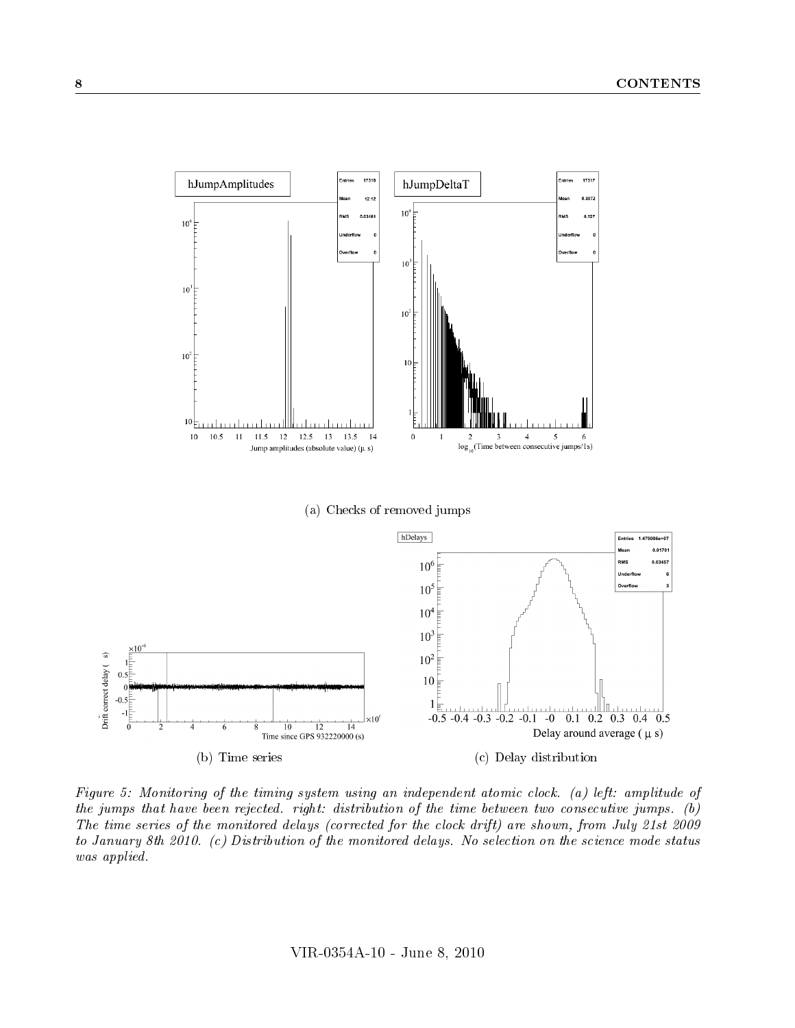(a) Checks of removed jumps

(b) Time series

(c) Delay distribution

*Figure 5: Monitoring of the timing system using an independent atomic clock. (a) left: amplitude of the jumps that have been rejected. right: distribution of the time between two consecutive jumps. (b) The time series of the monitored delays (corrected for the clock drift) are shown, from July 21st 2009 to January 8th 2010. (c) Distribution of the monitored delays. No selection on the science mode status was applied.*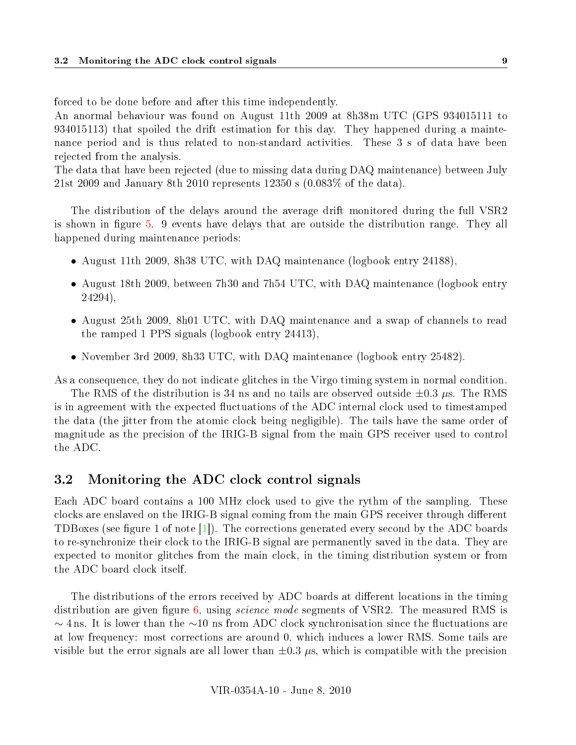forced to be done before and after this time independently.
An anormal behaviour was found on August 11th 2009 at 8h38m UTC (GPS 934015111 to 934015113) that spoiled the drift estimation for this day. They happened during a maintenance period and is thus related to non-standard activities. These 3 s of data have been rejected from the analysis.
The data that have been rejected (due to missing data during DAQ maintenance) between July 21st 2009 and January 8th 2010 represents 12350 s (0.083% of the data).

The distribution of the delays around the average drift monitored during the full VSR2 is shown in figure 5. 9 events have delays that are outside the distribution range. They all happened during maintenance periods:

- August 11th 2009, 8h38 UTC, with DAQ maintenance (logbook entry 24188),
- August 18th 2009, between 7h30 and 7h54 UTC, with DAQ maintenance (logbook entry 24294),
- August 25th 2009, 8h01 UTC, with DAQ maintenance and a swap of channels to read the ramped 1 PPS signals (logbook entry 24413),
- November 3rd 2009, 8h33 UTC, with DAQ maintenance (logbook entry 25482).

As a consequence, they do not indicate glitches in the Virgo timing system in normal condition.
The RMS of the distribution is 34 ns and no tails are observed outside $\pm 0.3\ \mu$s. The RMS is in agreement with the expected fluctuations of the ADC internal clock used to timestamped the data (the jitter from the atomic clock being negligible). The tails have the same order of magnitude as the precision of the IRIG-B signal from the main GPS receiver used to control the ADC.

## 3.2 Monitoring the ADC clock control signals

Each ADC board contains a 100 MHz clock used to give the rythm of the sampling. These clocks are enslaved on the IRIG-B signal coming from the main GPS receiver through different TDBoxes (see figure 1 of note [1]). The corrections generated every second by the ADC boards to re-synchronize their clock to the IRIG-B signal are permanently saved in the data. They are expected to monitor glitches from the main clock, in the timing distribution system or from the ADC board clock itself.

The distributions of the errors received by ADC boards at different locations in the timing distribution are given figure 6, using *science mode* segments of VSR2. The measured RMS is $\sim 4$ ns. It is lower than the $\sim$10 ns from ADC clock synchronisation since the fluctuations are at low frequency: most corrections are around 0, which induces a lower RMS. Some tails are visible but the error signals are all lower than $\pm 0.3\ \mu$s, which is compatible with the precision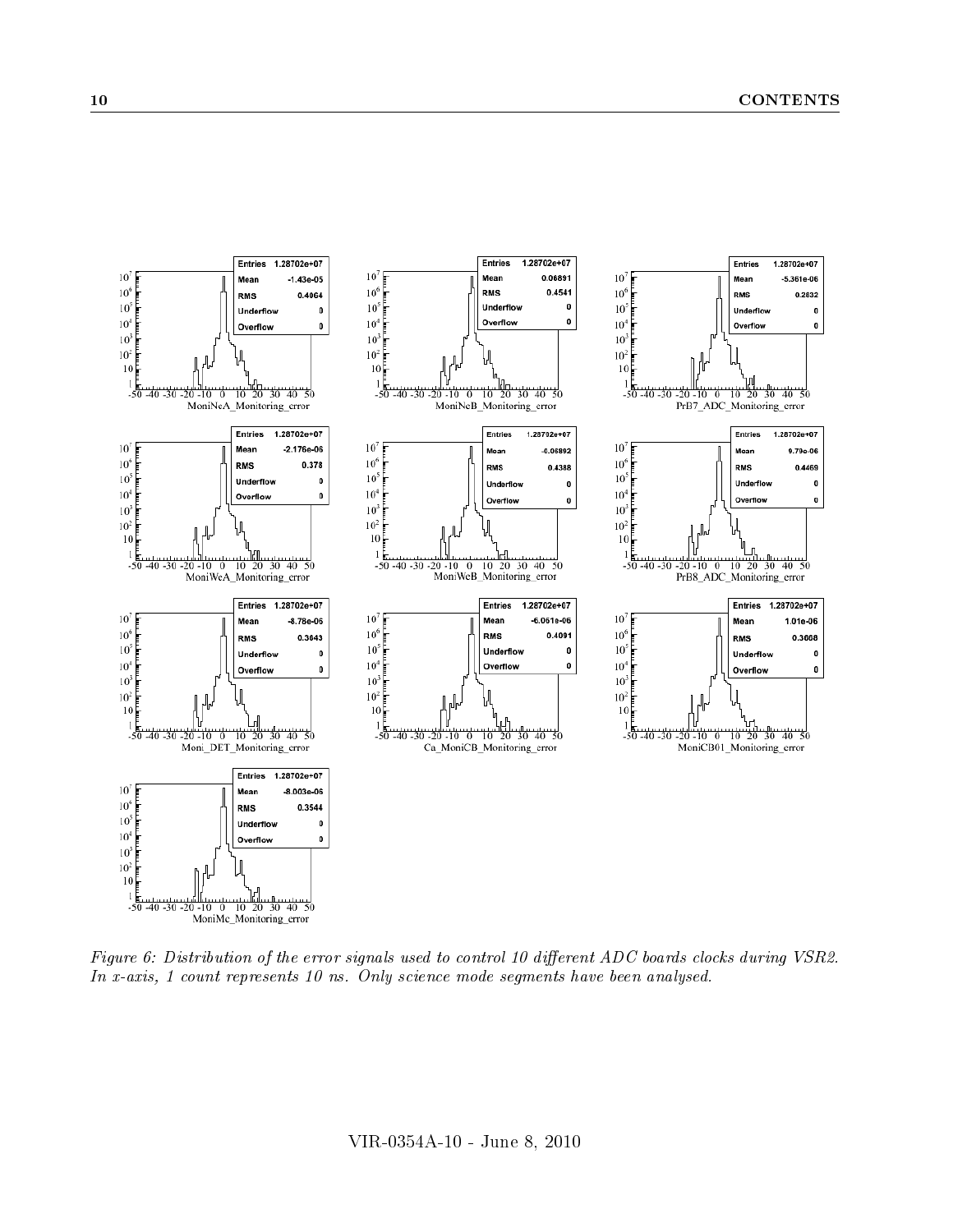*Figure 6: Distribution of the error signals used to control 10 different ADC boards clocks during VSR2. In x-axis, 1 count represents 10 ns. Only science mode segments have been analysed.*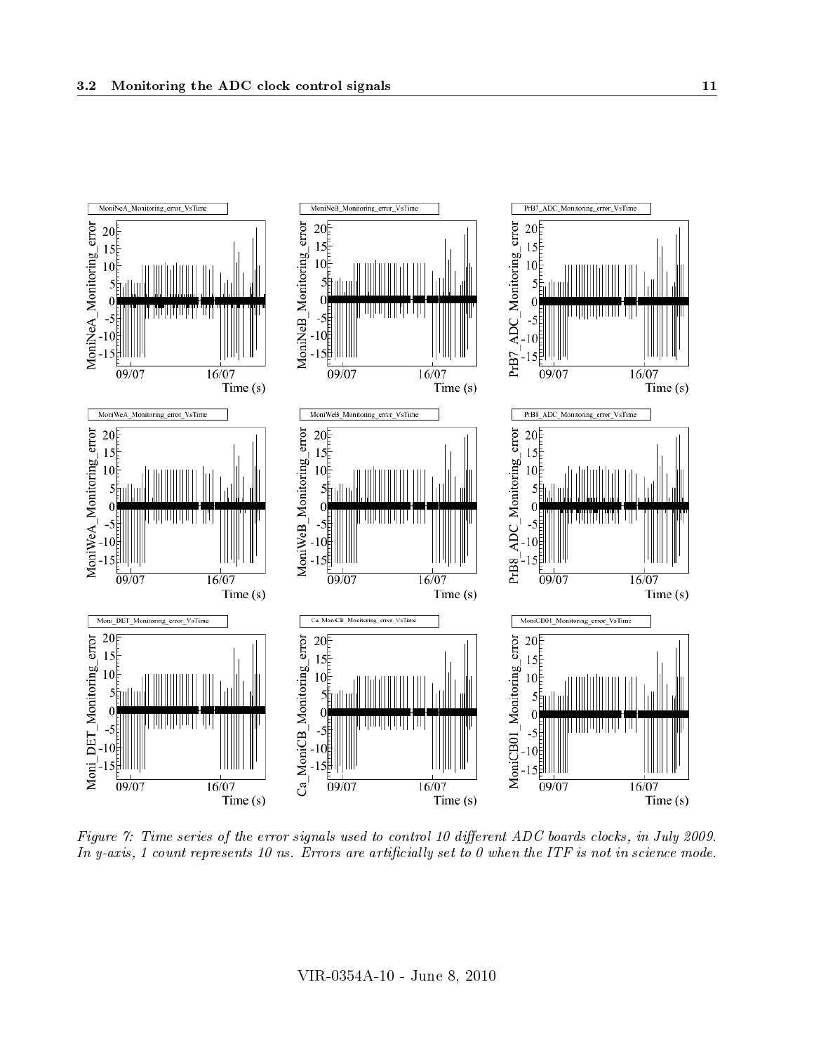*Figure 7: Time series of the error signals used to control 10 different ADC boards clocks, in July 2009. In y-axis, 1 count represents 10 ns. Errors are artificially set to 0 when the ITF is not in science mode.*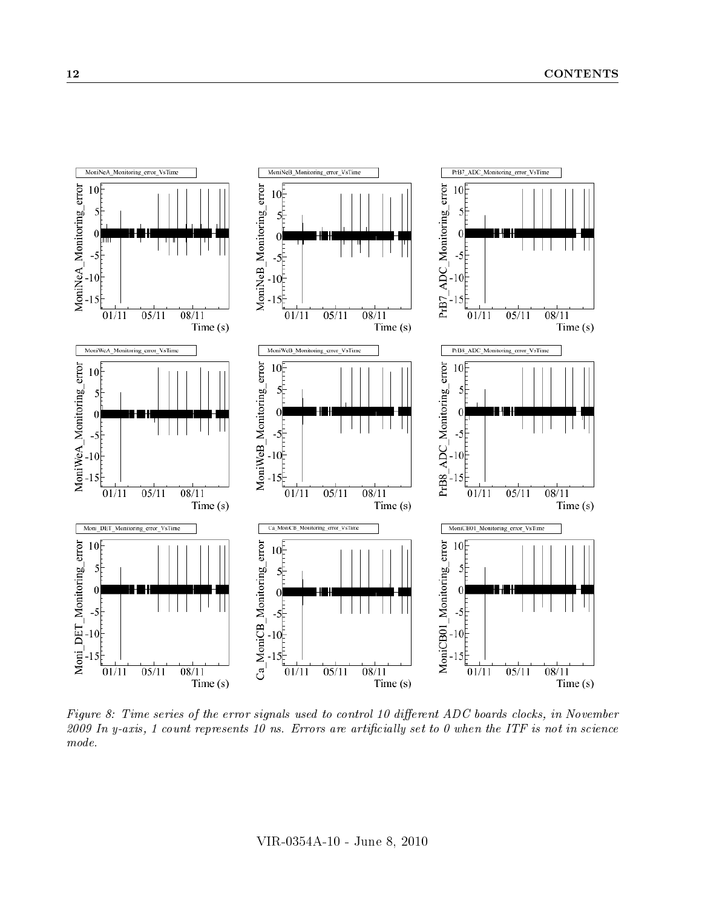Figure 8: Time series of the error signals used to control 10 different ADC boards clocks, in November 2009 In y-axis, 1 count represents 10 ns. Errors are artificially set to 0 when the ITF is not in science mode.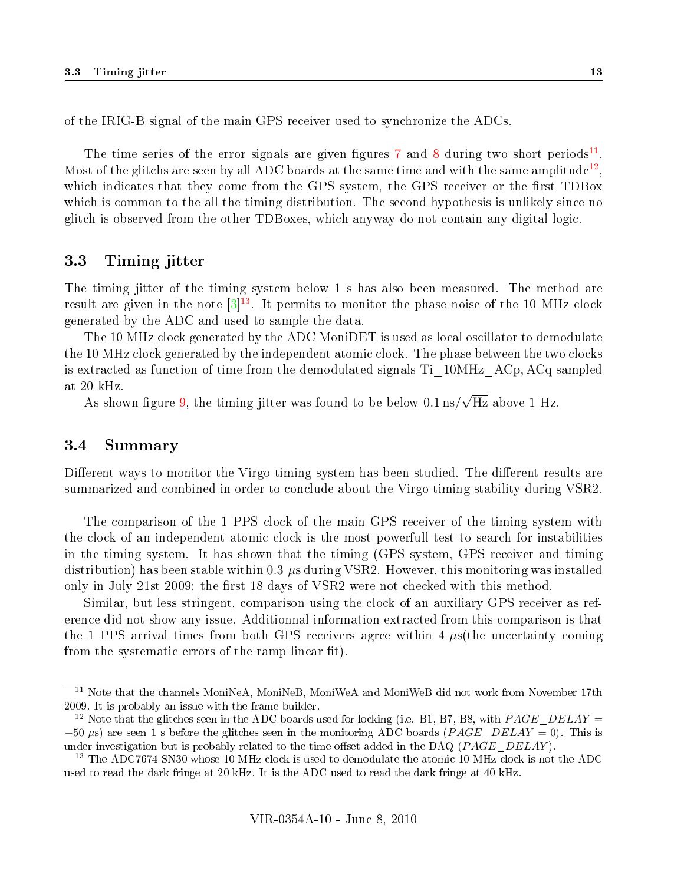of the IRIG-B signal of the main GPS receiver used to synchronize the ADCs.

The time series of the error signals are given figures 7 and 8 during two short periods[11]. Most of the glitchs are seen by all ADC boards at the same time and with the same amplitude[12], which indicates that they come from the GPS system, the GPS receiver or the first TDBox which is common to the all the timing distribution. The second hypothesis is unlikely since no glitch is observed from the other TDBoxes, which anyway do not contain any digital logic.

## 3.3 Timing jitter

The timing jitter of the timing system below 1 s has also been measured. The method are result are given in the note [3][13]. It permits to monitor the phase noise of the 10 MHz clock generated by the ADC and used to sample the data.

The 10 MHz clock generated by the ADC MoniDET is used as local oscillator to demodulate the 10 MHz clock generated by the independent atomic clock. The phase between the two clocks is extracted as function of time from the demodulated signals Ti_10MHz_ACp, ACq sampled at 20 kHz.

As shown figure 9, the timing jitter was found to be below $0.1\,\mathrm{ns}/\sqrt{\mathrm{Hz}}$ above 1 Hz.

## 3.4 Summary

Different ways to monitor the Virgo timing system has been studied. The different results are summarized and combined in order to conclude about the Virgo timing stability during VSR2.

The comparison of the 1 PPS clock of the main GPS receiver of the timing system with the clock of an independent atomic clock is the most powerfull test to search for instabilities in the timing system. It has shown that the timing (GPS system, GPS receiver and timing distribution) has been stable within 0.3 $\mu$s during VSR2. However, this monitoring was installed only in July 21st 2009: the first 18 days of VSR2 were not checked with this method.

Similar, but less stringent, comparison using the clock of an auxiliary GPS receiver as reference did not show any issue. Additionnal information extracted from this comparison is that the 1 PPS arrival times from both GPS receivers agree within 4 $\mu$s(the uncertainty coming from the systematic errors of the ramp linear fit).

---

[11] Note that the channels MoniNeA, MoniNeB, MoniWeA and MoniWeB did not work from November 17th 2009. It is probably an issue with the frame builder.

[12] Note that the glitches seen in the ADC boards used for locking (i.e. B1, B7, B8, with $PAGE\_DELAY = -50\ \mu$s) are seen 1 s before the glitches seen in the monitoring ADC boards ($PAGE\_DELAY = 0$). This is under investigation but is probably related to the time offset added in the DAQ ($PAGE\_DELAY$).

[13] The ADC7674 SN30 whose 10 MHz clock is used to demodulate the atomic 10 MHz clock is not the ADC used to read the dark fringe at 20 kHz. It is the ADC used to read the dark fringe at 40 kHz.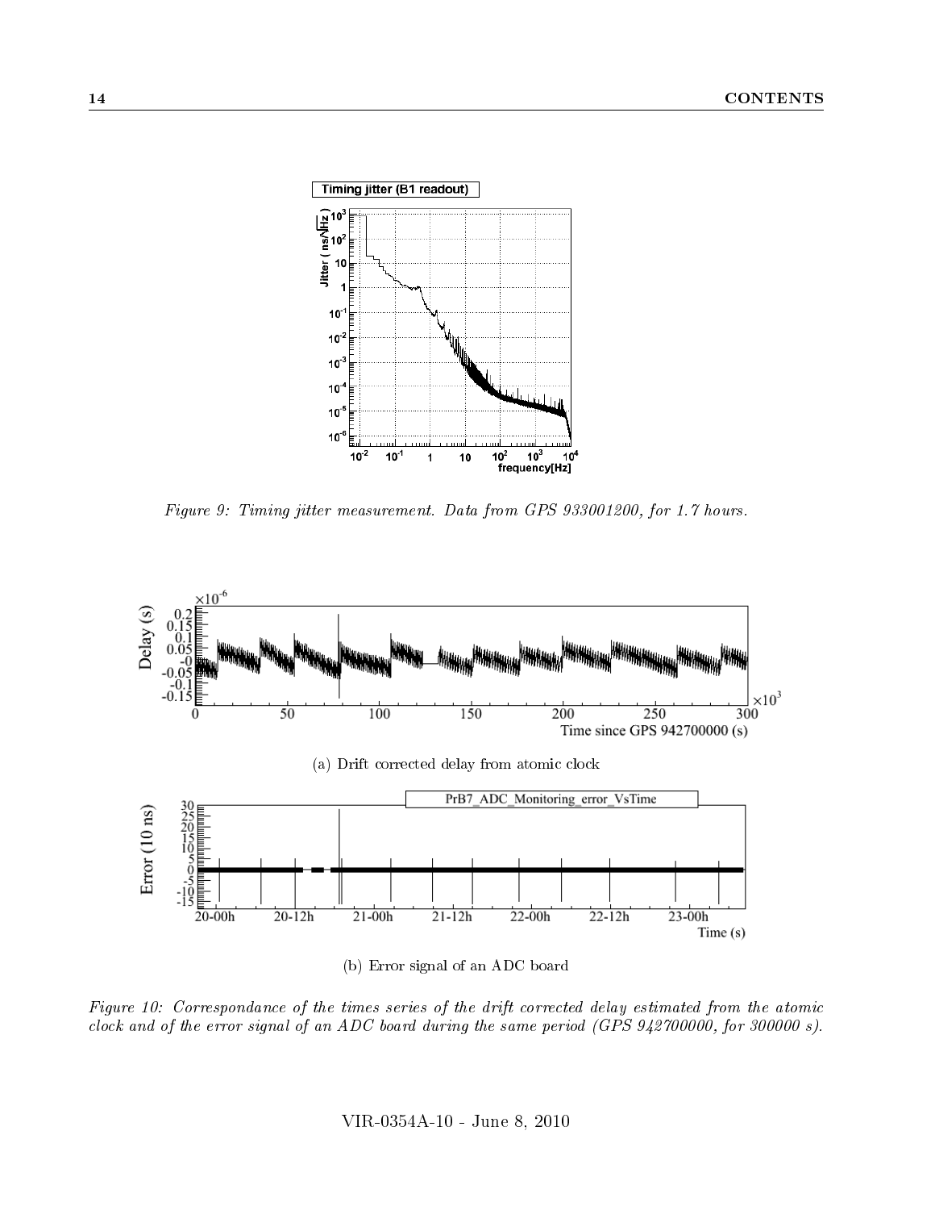Figure 9: *Timing jitter measurement. Data from GPS 933001200, for 1.7 hours.*

(a) Drift corrected delay from atomic clock

(b) Error signal of an ADC board

Figure 10: *Correspondance of the times series of the drift corrected delay estimated from the atomic clock and of the error signal of an ADC board during the same period (GPS 942700000, for 300000 s).*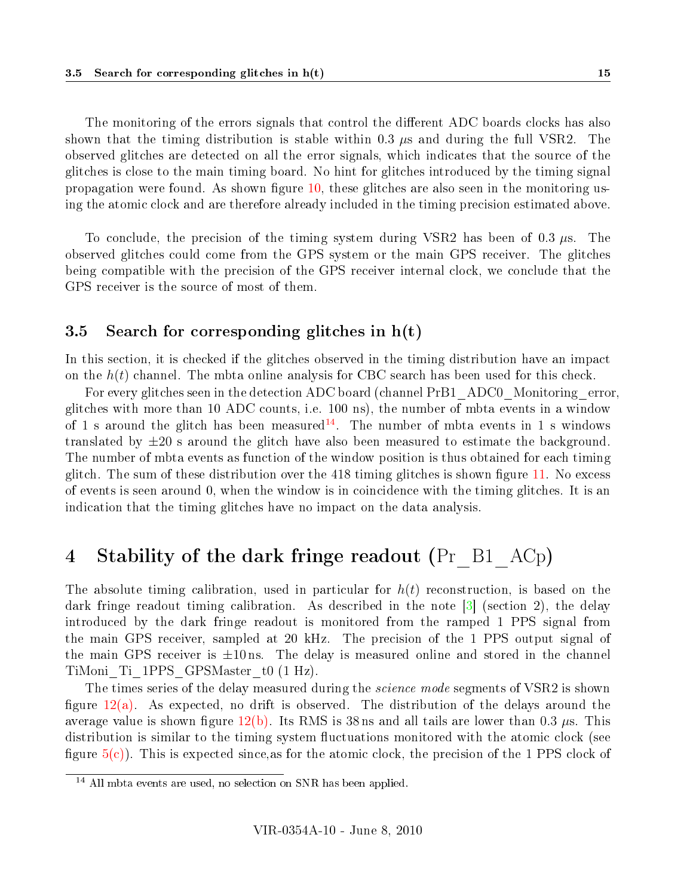The monitoring of the errors signals that control the different ADC boards clocks has also shown that the timing distribution is stable within 0.3 $\mu$s and during the full VSR2. The observed glitches are detected on all the error signals, which indicates that the source of the glitches is close to the main timing board. No hint for glitches introduced by the timing signal propagation were found. As shown figure 10, these glitches are also seen in the monitoring using the atomic clock and are therefore already included in the timing precision estimated above.

To conclude, the precision of the timing system during VSR2 has been of 0.3 $\mu$s. The observed glitches could come from the GPS system or the main GPS receiver. The glitches being compatible with the precision of the GPS receiver internal clock, we conclude that the GPS receiver is the source of most of them.

### 3.5 Search for corresponding glitches in h(t)

In this section, it is checked if the glitches observed in the timing distribution have an impact on the $h(t)$ channel. The mbta online analysis for CBC search has been used for this check.

For every glitches seen in the detection ADC board (channel PrB1_ADC0_Monitoring_error, glitches with more than 10 ADC counts, i.e. 100 ns), the number of mbta events in a window of 1 s around the glitch has been measured[14]. The number of mbta events in 1 s windows translated by $\pm 20$ s around the glitch have also been measured to estimate the background. The number of mbta events as function of the window position is thus obtained for each timing glitch. The sum of these distribution over the 418 timing glitches is shown figure 11. No excess of events is seen around 0, when the window is in coincidence with the timing glitches. It is an indication that the timing glitches have no impact on the data analysis.

## 4 Stability of the dark fringe readout (Pr_B1_ACp)

The absolute timing calibration, used in particular for $h(t)$ reconstruction, is based on the dark fringe readout timing calibration. As described in the note [3] (section 2), the delay introduced by the dark fringe readout is monitored from the ramped 1 PPS signal from the main GPS receiver, sampled at 20 kHz. The precision of the 1 PPS output signal of the main GPS receiver is $\pm 10$ ns. The delay is measured online and stored in the channel TiMoni_Ti_1PPS_GPSMaster_t0 (1 Hz).

The times series of the delay measured during the *science mode* segments of VSR2 is shown figure 12(a). As expected, no drift is observed. The distribution of the delays around the average value is shown figure 12(b). Its RMS is 38 ns and all tails are lower than 0.3 $\mu$s. This distribution is similar to the timing system fluctuations monitored with the atomic clock (see figure 5(c)). This is expected since,as for the atomic clock, the precision of the 1 PPS clock of

[14] All mbta events are used, no selection on SNR has been applied.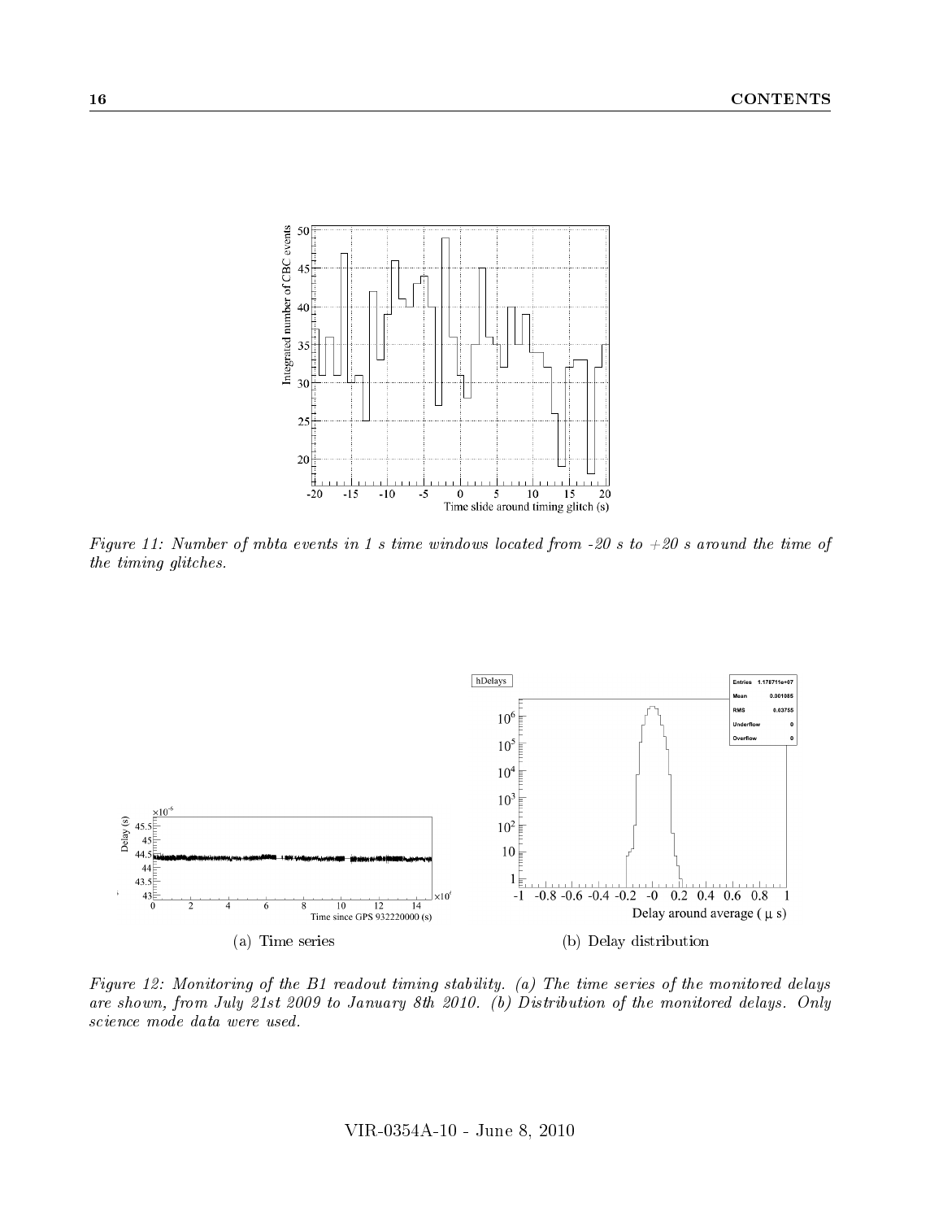*Figure 11: Number of mbta events in 1 s time windows located from -20 s to +20 s around the time of the timing glitches.*

(a) Time series

(b) Delay distribution

*Figure 12: Monitoring of the B1 readout timing stability. (a) The time series of the monitored delays are shown, from July 21st 2009 to January 8th 2010. (b) Distribution of the monitored delays. Only science mode data were used.*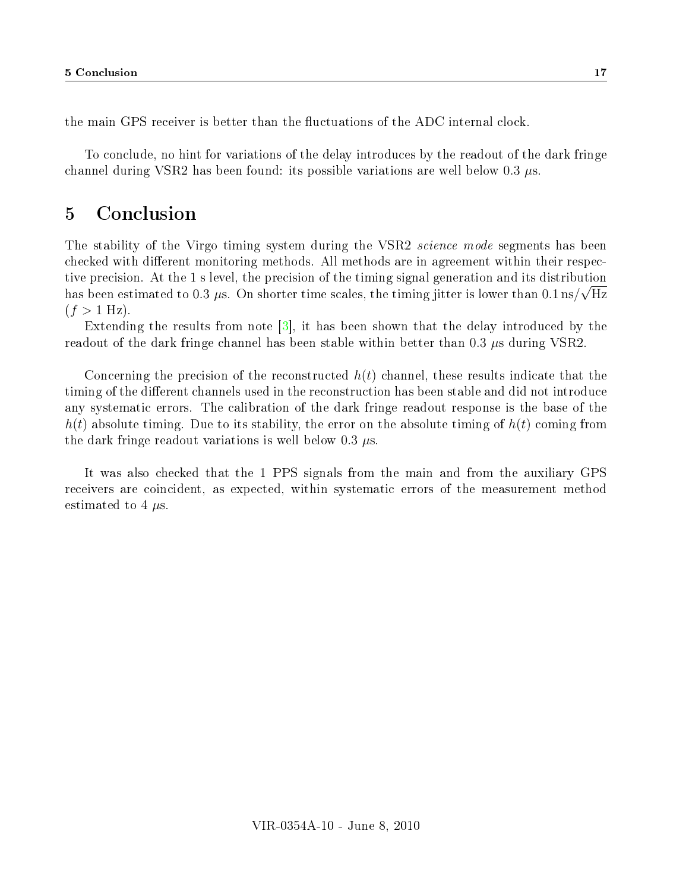the main GPS receiver is better than the fluctuations of the ADC internal clock.

To conclude, no hint for variations of the delay introduces by the readout of the dark fringe channel during VSR2 has been found: its possible variations are well below 0.3 $\mu$s.

# 5 Conclusion

The stability of the Virgo timing system during the VSR2 *science mode* segments has been checked with different monitoring methods. All methods are in agreement within their respective precision. At the 1 s level, the precision of the timing signal generation and its distribution has been estimated to 0.3 $\mu$s. On shorter time scales, the timing jitter is lower than $0.1\,\mathrm{ns}/\sqrt{\mathrm{Hz}}$ ($f > 1$ Hz).

Extending the results from note [3], it has been shown that the delay introduced by the readout of the dark fringe channel has been stable within better than 0.3 $\mu$s during VSR2.

Concerning the precision of the reconstructed $h(t)$ channel, these results indicate that the timing of the different channels used in the reconstruction has been stable and did not introduce any systematic errors. The calibration of the dark fringe readout response is the base of the $h(t)$ absolute timing. Due to its stability, the error on the absolute timing of $h(t)$ coming from the dark fringe readout variations is well below 0.3 $\mu$s.

It was also checked that the 1 PPS signals from the main and from the auxiliary GPS receivers are coincident, as expected, within systematic errors of the measurement method estimated to 4 $\mu$s.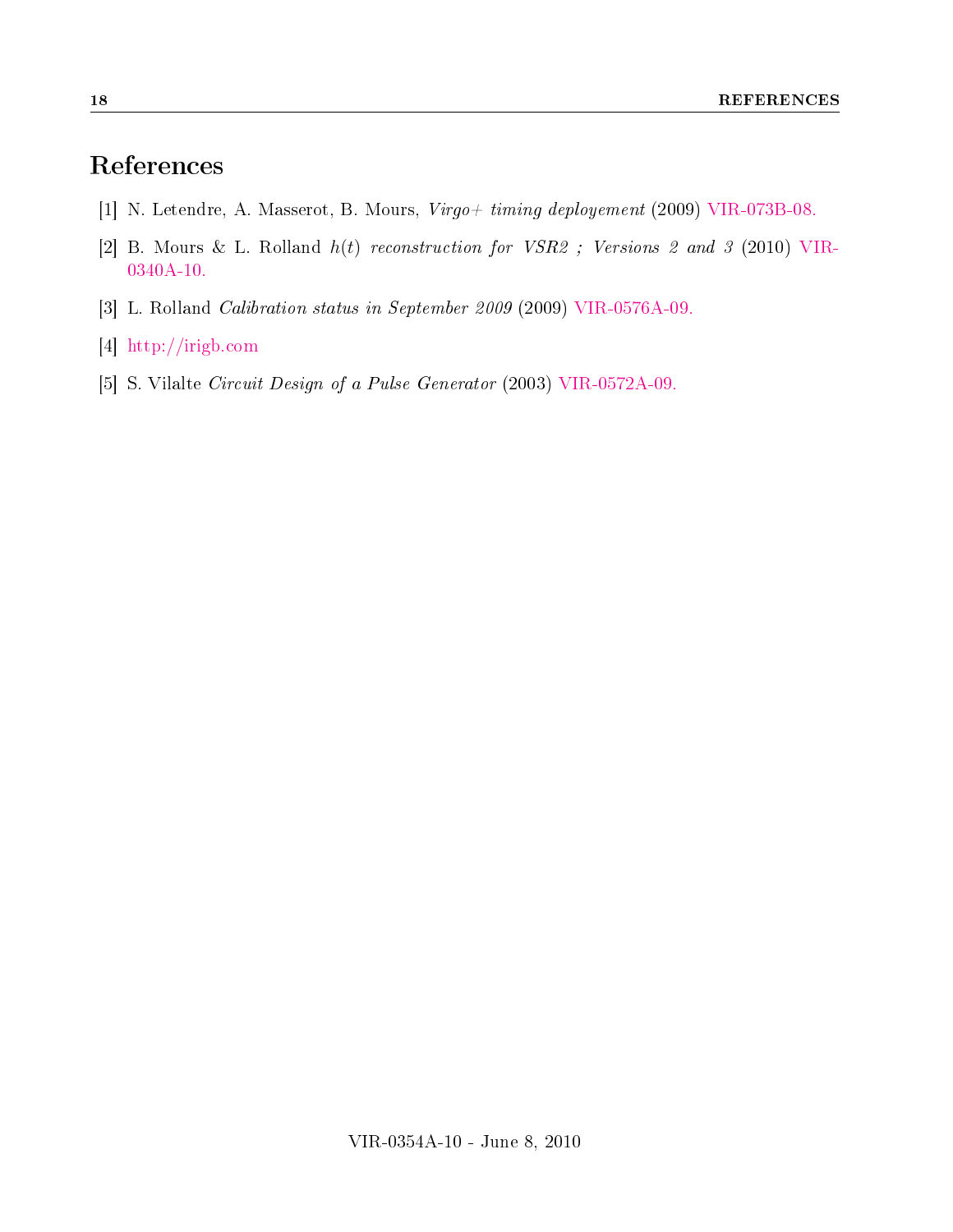# References

[1] N. Letendre, A. Masserot, B. Mours, *Virgo+ timing deployement* (2009) VIR-073B-08.

[2] B. Mours & L. Rolland *$h(t)$ reconstruction for VSR2 ; Versions 2 and 3* (2010) VIR-0340A-10.

[3] L. Rolland *Calibration status in September 2009* (2009) VIR-0576A-09.

[4] http://irigb.com

[5] S. Vilalte *Circuit Design of a Pulse Generator* (2003) VIR-0572A-09.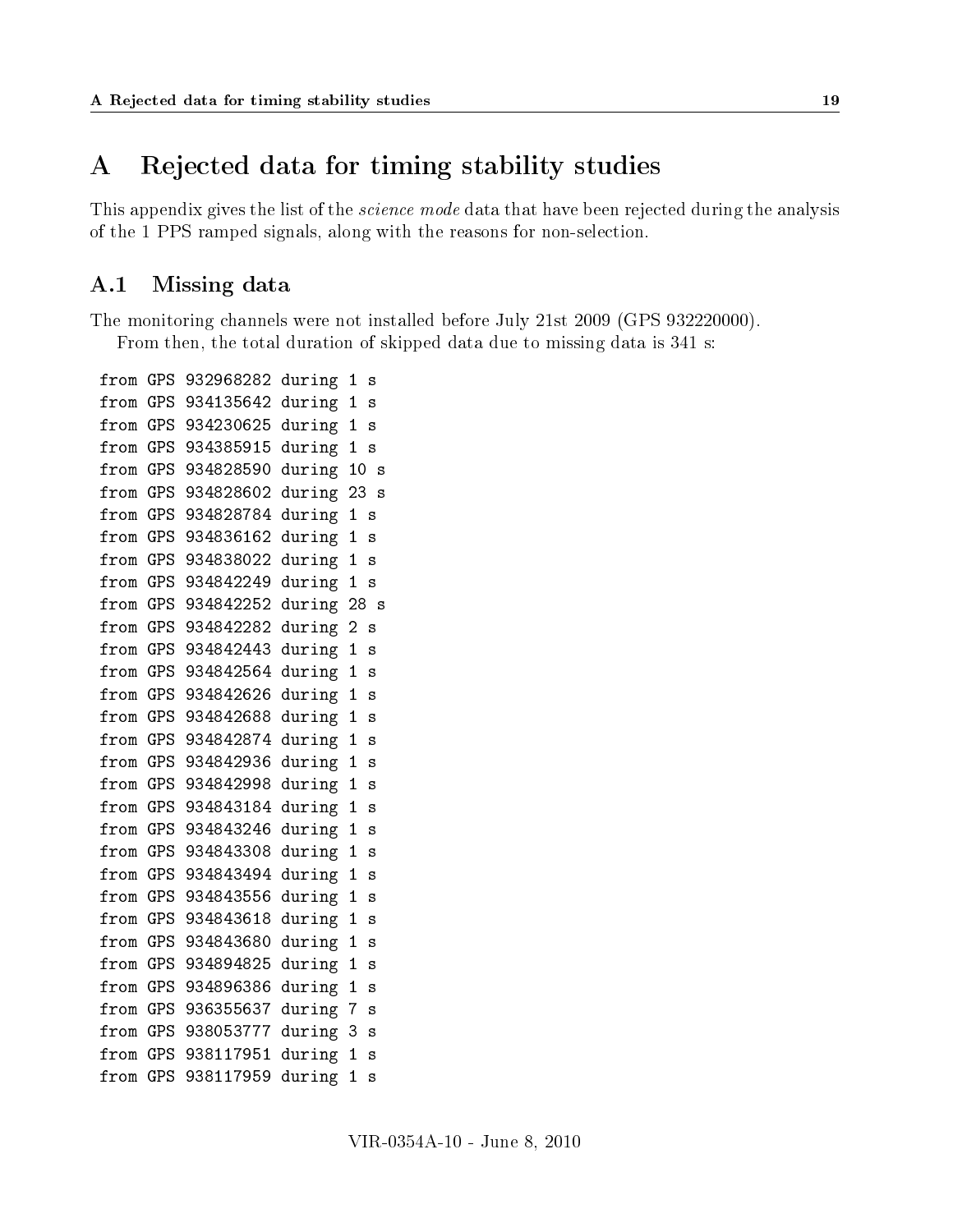# A Rejected data for timing stability studies

This appendix gives the list of the *science mode* data that have been rejected during the analysis of the 1 PPS ramped signals, along with the reasons for non-selection.

## A.1 Missing data

The monitoring channels were not installed before July 21st 2009 (GPS 932220000).

From then, the total duration of skipped data due to missing data is 341 s:

```
from GPS 932968282 during 1 s
from GPS 934135642 during 1 s
from GPS 934230625 during 1 s
from GPS 934385915 during 1 s
from GPS 934828590 during 10 s
from GPS 934828602 during 23 s
from GPS 934828784 during 1 s
from GPS 934836162 during 1 s
from GPS 934838022 during 1 s
from GPS 934842249 during 1 s
from GPS 934842252 during 28 s
from GPS 934842282 during 2 s
from GPS 934842443 during 1 s
from GPS 934842564 during 1 s
from GPS 934842626 during 1 s
from GPS 934842688 during 1 s
from GPS 934842874 during 1 s
from GPS 934842936 during 1 s
from GPS 934842998 during 1 s
from GPS 934843184 during 1 s
from GPS 934843246 during 1 s
from GPS 934843308 during 1 s
from GPS 934843494 during 1 s
from GPS 934843556 during 1 s
from GPS 934843618 during 1 s
from GPS 934843680 during 1 s
from GPS 934894825 during 1 s
from GPS 934896386 during 1 s
from GPS 936355637 during 7 s
from GPS 938053777 during 3 s
from GPS 938117951 during 1 s
from GPS 938117959 during 1 s
```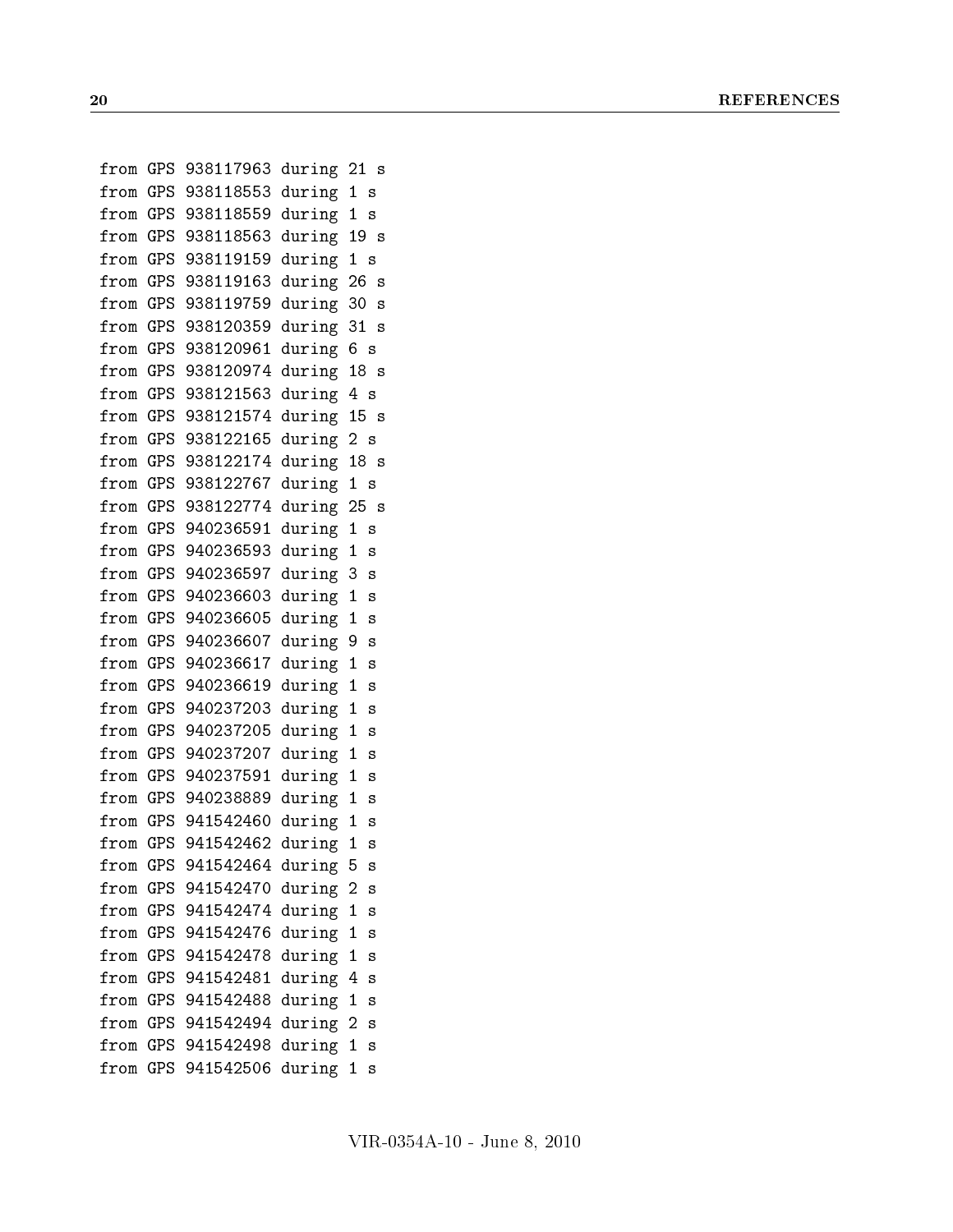```
from GPS 938117963 during 21 s
from GPS 938118553 during 1 s
from GPS 938118559 during 1 s
from GPS 938118563 during 19 s
from GPS 938119159 during 1 s
from GPS 938119163 during 26 s
from GPS 938119759 during 30 s
from GPS 938120359 during 31 s
from GPS 938120961 during 6 s
from GPS 938120974 during 18 s
from GPS 938121563 during 4 s
from GPS 938121574 during 15 s
from GPS 938122165 during 2 s
from GPS 938122174 during 18 s
from GPS 938122767 during 1 s
from GPS 938122774 during 25 s
from GPS 940236591 during 1 s
from GPS 940236593 during 1 s
from GPS 940236597 during 3 s
from GPS 940236603 during 1 s
from GPS 940236605 during 1 s
from GPS 940236607 during 9 s
from GPS 940236617 during 1 s
from GPS 940236619 during 1 s
from GPS 940237203 during 1 s
from GPS 940237205 during 1 s
from GPS 940237207 during 1 s
from GPS 940237591 during 1 s
from GPS 940238889 during 1 s
from GPS 941542460 during 1 s
from GPS 941542462 during 1 s
from GPS 941542464 during 5 s
from GPS 941542470 during 2 s
from GPS 941542474 during 1 s
from GPS 941542476 during 1 s
from GPS 941542478 during 1 s
from GPS 941542481 during 4 s
from GPS 941542488 during 1 s
from GPS 941542494 during 2 s
from GPS 941542498 during 1 s
from GPS 941542506 during 1 s
```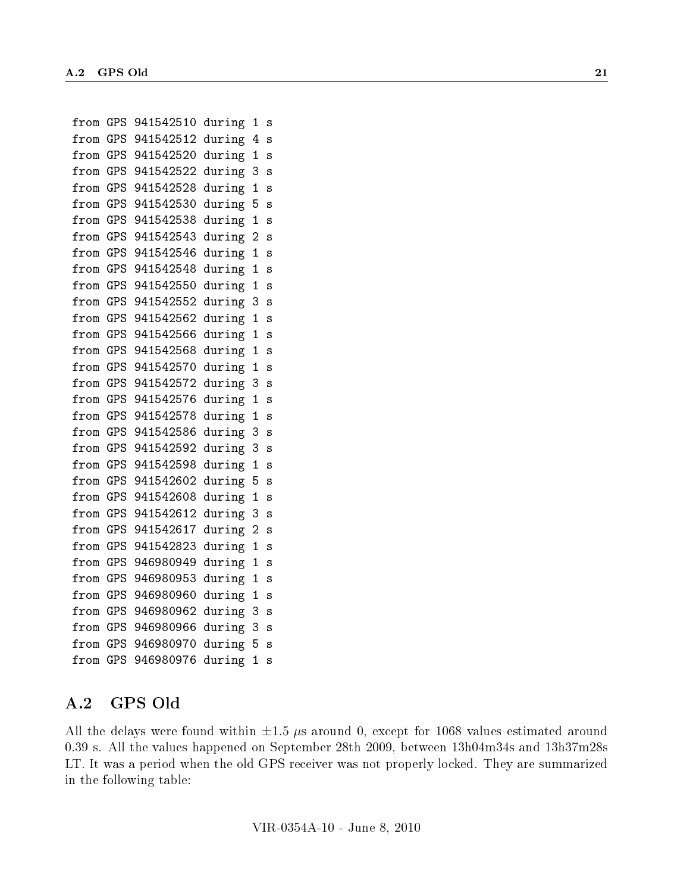```
from GPS 941542510 during 1 s
from GPS 941542512 during 4 s
from GPS 941542520 during 1 s
from GPS 941542522 during 3 s
from GPS 941542528 during 1 s
from GPS 941542530 during 5 s
from GPS 941542538 during 1 s
from GPS 941542543 during 2 s
from GPS 941542546 during 1 s
from GPS 941542548 during 1 s
from GPS 941542550 during 1 s
from GPS 941542552 during 3 s
from GPS 941542562 during 1 s
from GPS 941542566 during 1 s
from GPS 941542568 during 1 s
from GPS 941542570 during 1 s
from GPS 941542572 during 3 s
from GPS 941542576 during 1 s
from GPS 941542578 during 1 s
from GPS 941542586 during 3 s
from GPS 941542592 during 3 s
from GPS 941542598 during 1 s
from GPS 941542602 during 5 s
from GPS 941542608 during 1 s
from GPS 941542612 during 3 s
from GPS 941542617 during 2 s
from GPS 941542823 during 1 s
from GPS 946980949 during 1 s
from GPS 946980953 during 1 s
from GPS 946980960 during 1 s
from GPS 946980962 during 3 s
from GPS 946980966 during 3 s
from GPS 946980970 during 5 s
from GPS 946980976 during 1 s
```

## A.2 GPS Old

All the delays were found within $\pm 1.5$ $\mu$s around 0, except for 1068 values estimated around 0.39 s. All the values happened on September 28th 2009, between 13h04m34s and 13h37m28s LT. It was a period when the old GPS receiver was not properly locked. They are summarized in the following table: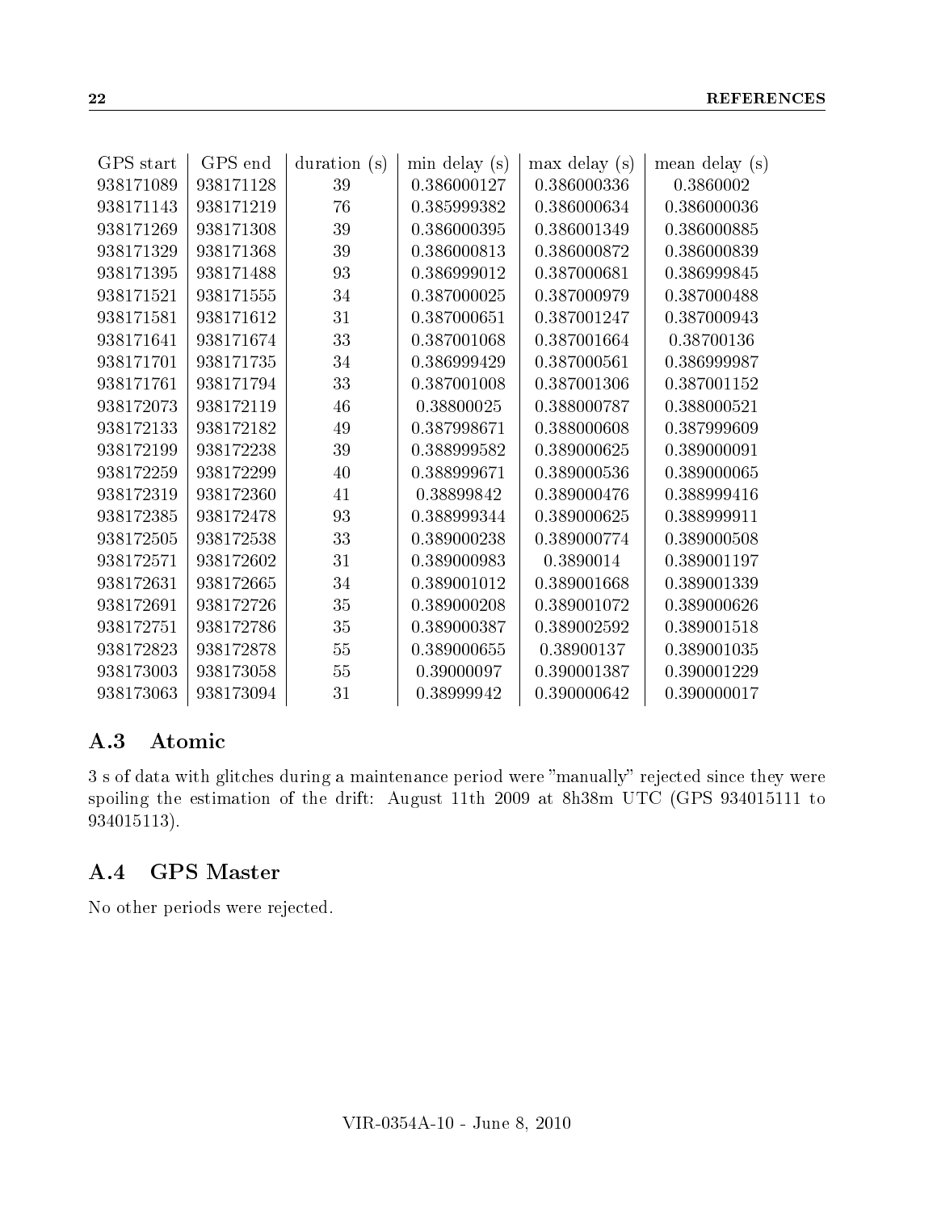| GPS start | GPS end | duration (s) | min delay (s) | max delay (s) | mean delay (s) |
|---|---|---|---|---|---|
| 938171089 | 938171128 | 39 | 0.386000127 | 0.386000336 | 0.3860002 |
| 938171143 | 938171219 | 76 | 0.385999382 | 0.386000634 | 0.386000036 |
| 938171269 | 938171308 | 39 | 0.386000395 | 0.386001349 | 0.386000885 |
| 938171329 | 938171368 | 39 | 0.386000813 | 0.386000872 | 0.386000839 |
| 938171395 | 938171488 | 93 | 0.386999012 | 0.387000681 | 0.386999845 |
| 938171521 | 938171555 | 34 | 0.387000025 | 0.387000979 | 0.387000488 |
| 938171581 | 938171612 | 31 | 0.387000651 | 0.387001247 | 0.387000943 |
| 938171641 | 938171674 | 33 | 0.387001068 | 0.387001664 | 0.38700136 |
| 938171701 | 938171735 | 34 | 0.386999429 | 0.387000561 | 0.386999987 |
| 938171761 | 938171794 | 33 | 0.387001008 | 0.387001306 | 0.387001152 |
| 938172073 | 938172119 | 46 | 0.38800025 | 0.388000787 | 0.388000521 |
| 938172133 | 938172182 | 49 | 0.387998671 | 0.388000608 | 0.387999609 |
| 938172199 | 938172238 | 39 | 0.388999582 | 0.389000625 | 0.389000091 |
| 938172259 | 938172299 | 40 | 0.388999671 | 0.389000536 | 0.389000065 |
| 938172319 | 938172360 | 41 | 0.38899842 | 0.389000476 | 0.388999416 |
| 938172385 | 938172478 | 93 | 0.388999344 | 0.389000625 | 0.388999911 |
| 938172505 | 938172538 | 33 | 0.389000238 | 0.389000774 | 0.389000508 |
| 938172571 | 938172602 | 31 | 0.389000983 | 0.3890014 | 0.389001197 |
| 938172631 | 938172665 | 34 | 0.389001012 | 0.389001668 | 0.389001339 |
| 938172691 | 938172726 | 35 | 0.389000208 | 0.389001072 | 0.389000626 |
| 938172751 | 938172786 | 35 | 0.389000387 | 0.389002592 | 0.389001518 |
| 938172823 | 938172878 | 55 | 0.389000655 | 0.38900137 | 0.389001035 |
| 938173003 | 938173058 | 55 | 0.39000097 | 0.390001387 | 0.390001229 |
| 938173063 | 938173094 | 31 | 0.38999942 | 0.390000642 | 0.390000017 |

## A.3 Atomic

3 s of data with glitches during a maintenance period were "manually" rejected since they were spoiling the estimation of the drift: August 11th 2009 at 8h38m UTC (GPS 934015111 to 934015113).

## A.4 GPS Master

No other periods were rejected.